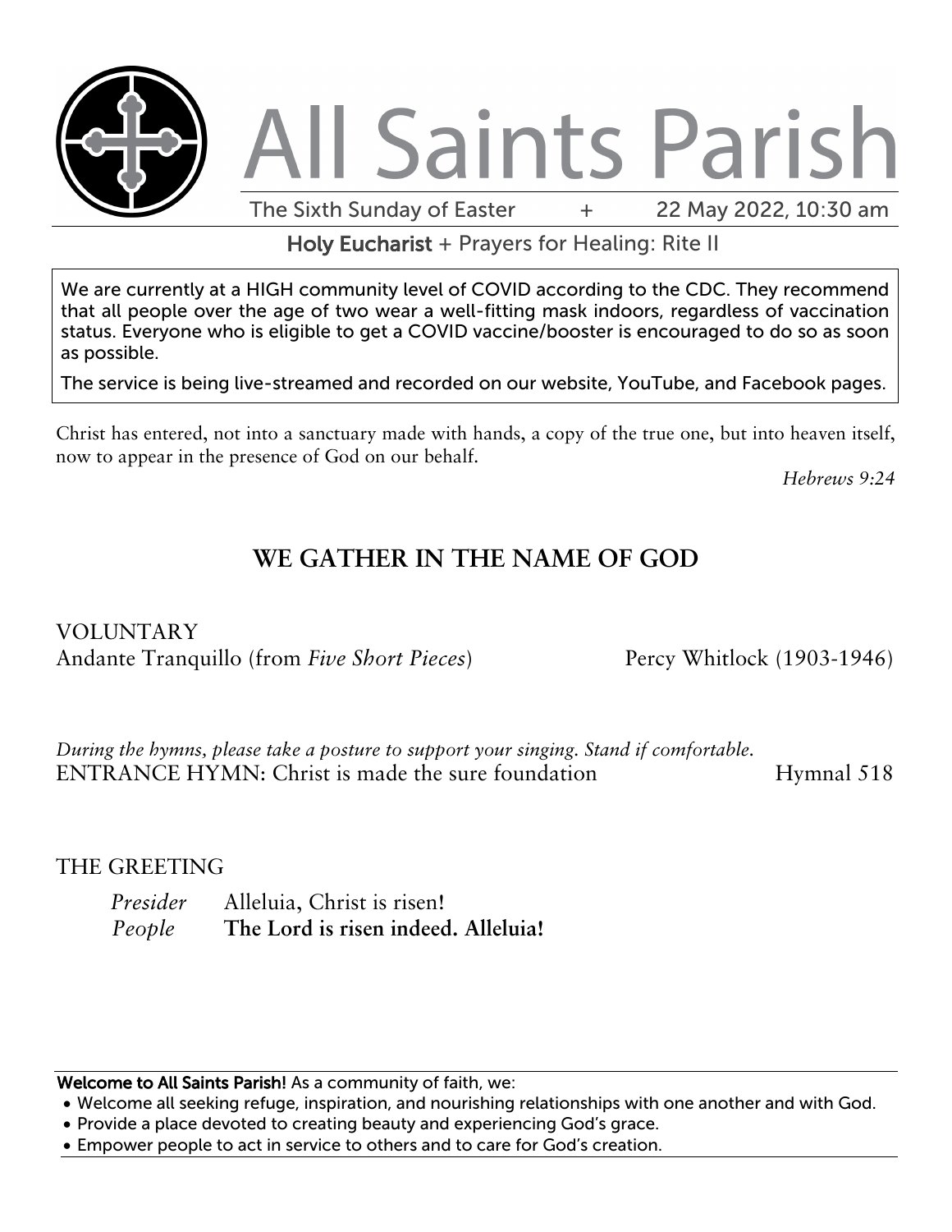# All Saints Parish

The Sixth Sunday of Easter + 22 May 2022, 10:30 am

**Holy Eucharist** + Prayers for Healing: Rite II

We are currently at a HIGH community level of COVID according to the CDC. They recommend that all people over the age of two wear a well-fitting mask indoors, regardless of vaccination status. Everyone who is eligible to get a COVID vaccine/booster is encouraged to do so as soon as possible.

The service is being live-streamed and recorded on our website, YouTube, and Facebook pages.

Christ has entered, not into a sanctuary made with hands, a copy of the true one, but into heaven itself, now to appear in the presence of God on our behalf.

*Hebrews 9:24*

## WE GATHER IN THE NAME OF GOD

VOLUNTARY
Andante Tranquillo (from *Five Short Pieces*) Percy Whitlock (1903-1946)

*During the hymns, please take a posture to support your singing. Stand if comfortable.*
ENTRANCE HYMN: Christ is made the sure foundation Hymnal 518

THE GREETING

*Presider* Alleluia, Christ is risen!
*People* **The Lord is risen indeed. Alleluia!**

**Welcome to All Saints Parish!** As a community of faith, we:

- Welcome all seeking refuge, inspiration, and nourishing relationships with one another and with God.
- Provide a place devoted to creating beauty and experiencing God's grace.
- Empower people to act in service to others and to care for God's creation.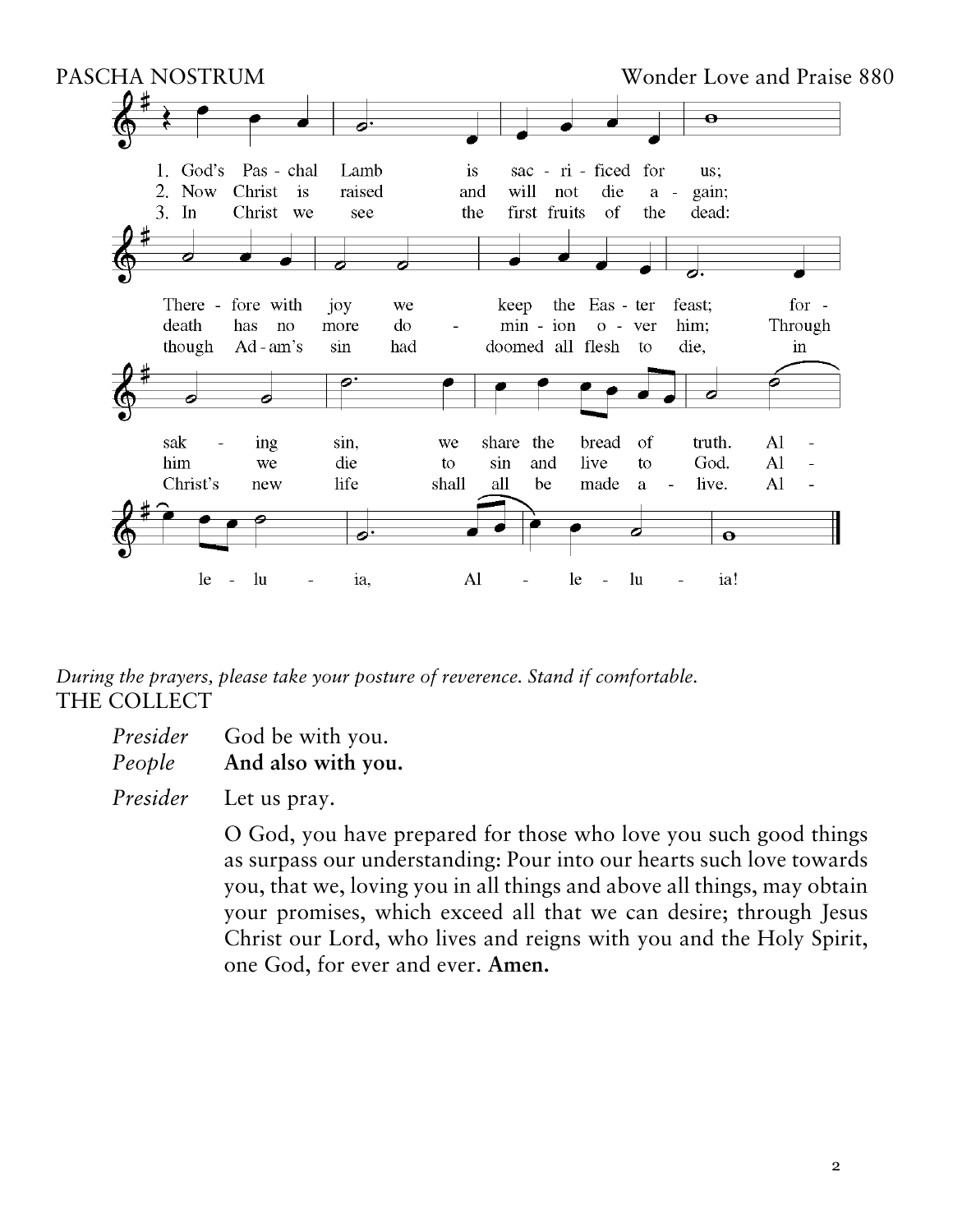PASCHA NOSTRUM — Wonder Love and Praise 880

1. God's Paschal Lamb is sacrificed for us; Therefore with joy we keep the Easter feast; forsaking sin, we share the bread of truth. Alleluia, Alleluia!

2. Now Christ is raised and will not die again; death has no more dominion over him; Through him we die to sin and live to God. Alleluia, Alleluia!

3. In Christ we see the first fruits of the dead: though Adam's sin had doomed all flesh to die, in Christ's new life shall all be made alive. Alleluia, Alleluia!

*During the prayers, please take your posture of reverence. Stand if comfortable.*

THE COLLECT

*Presider* God be with you.
*People* **And also with you.**

*Presider* Let us pray.

O God, you have prepared for those who love you such good things as surpass our understanding: Pour into our hearts such love towards you, that we, loving you in all things and above all things, may obtain your promises, which exceed all that we can desire; through Jesus Christ our Lord, who lives and reigns with you and the Holy Spirit, one God, for ever and ever. **Amen.**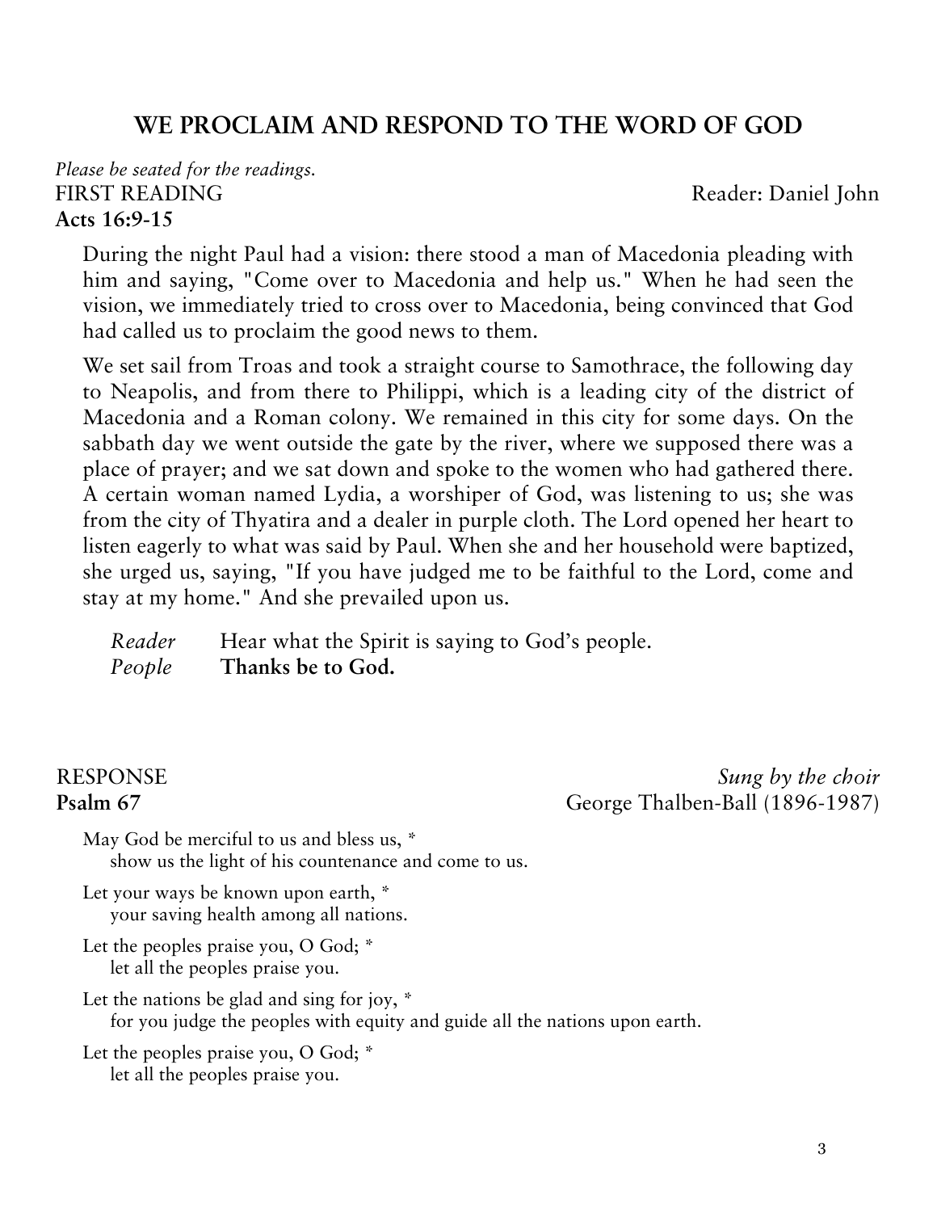## WE PROCLAIM AND RESPOND TO THE WORD OF GOD

*Please be seated for the readings.*

FIRST READING — Reader: Daniel John

**Acts 16:9-15**

During the night Paul had a vision: there stood a man of Macedonia pleading with him and saying, "Come over to Macedonia and help us." When he had seen the vision, we immediately tried to cross over to Macedonia, being convinced that God had called us to proclaim the good news to them.

We set sail from Troas and took a straight course to Samothrace, the following day to Neapolis, and from there to Philippi, which is a leading city of the district of Macedonia and a Roman colony. We remained in this city for some days. On the sabbath day we went outside the gate by the river, where we supposed there was a place of prayer; and we sat down and spoke to the women who had gathered there. A certain woman named Lydia, a worshiper of God, was listening to us; she was from the city of Thyatira and a dealer in purple cloth. The Lord opened her heart to listen eagerly to what was said by Paul. When she and her household were baptized, she urged us, saying, "If you have judged me to be faithful to the Lord, come and stay at my home." And she prevailed upon us.

*Reader* Hear what the Spirit is saying to God's people.
*People* **Thanks be to God.**

RESPONSE — *Sung by the choir*

**Psalm 67** — George Thalben-Ball (1896-1987)

May God be merciful to us and bless us, *
show us the light of his countenance and come to us.

Let your ways be known upon earth, *
your saving health among all nations.

Let the peoples praise you, O God; *
let all the peoples praise you.

Let the nations be glad and sing for joy, *
for you judge the peoples with equity and guide all the nations upon earth.

Let the peoples praise you, O God; *
let all the peoples praise you.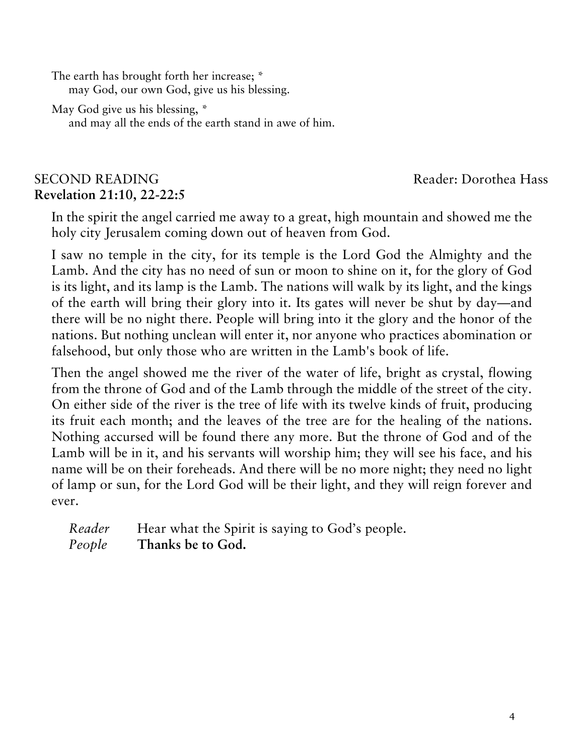The earth has brought forth her increase; *
    may God, our own God, give us his blessing.

May God give us his blessing, *
    and may all the ends of the earth stand in awe of him.

SECOND READING    Reader: Dorothea Hass

**Revelation 21:10, 22-22:5**

In the spirit the angel carried me away to a great, high mountain and showed me the holy city Jerusalem coming down out of heaven from God.

I saw no temple in the city, for its temple is the Lord God the Almighty and the Lamb. And the city has no need of sun or moon to shine on it, for the glory of God is its light, and its lamp is the Lamb. The nations will walk by its light, and the kings of the earth will bring their glory into it. Its gates will never be shut by day—and there will be no night there. People will bring into it the glory and the honor of the nations. But nothing unclean will enter it, nor anyone who practices abomination or falsehood, but only those who are written in the Lamb's book of life.

Then the angel showed me the river of the water of life, bright as crystal, flowing from the throne of God and of the Lamb through the middle of the street of the city. On either side of the river is the tree of life with its twelve kinds of fruit, producing its fruit each month; and the leaves of the tree are for the healing of the nations. Nothing accursed will be found there any more. But the throne of God and of the Lamb will be in it, and his servants will worship him; they will see his face, and his name will be on their foreheads. And there will be no more night; they need no light of lamp or sun, for the Lord God will be their light, and they will reign forever and ever.

*Reader*    Hear what the Spirit is saying to God's people.
*People*    **Thanks be to God.**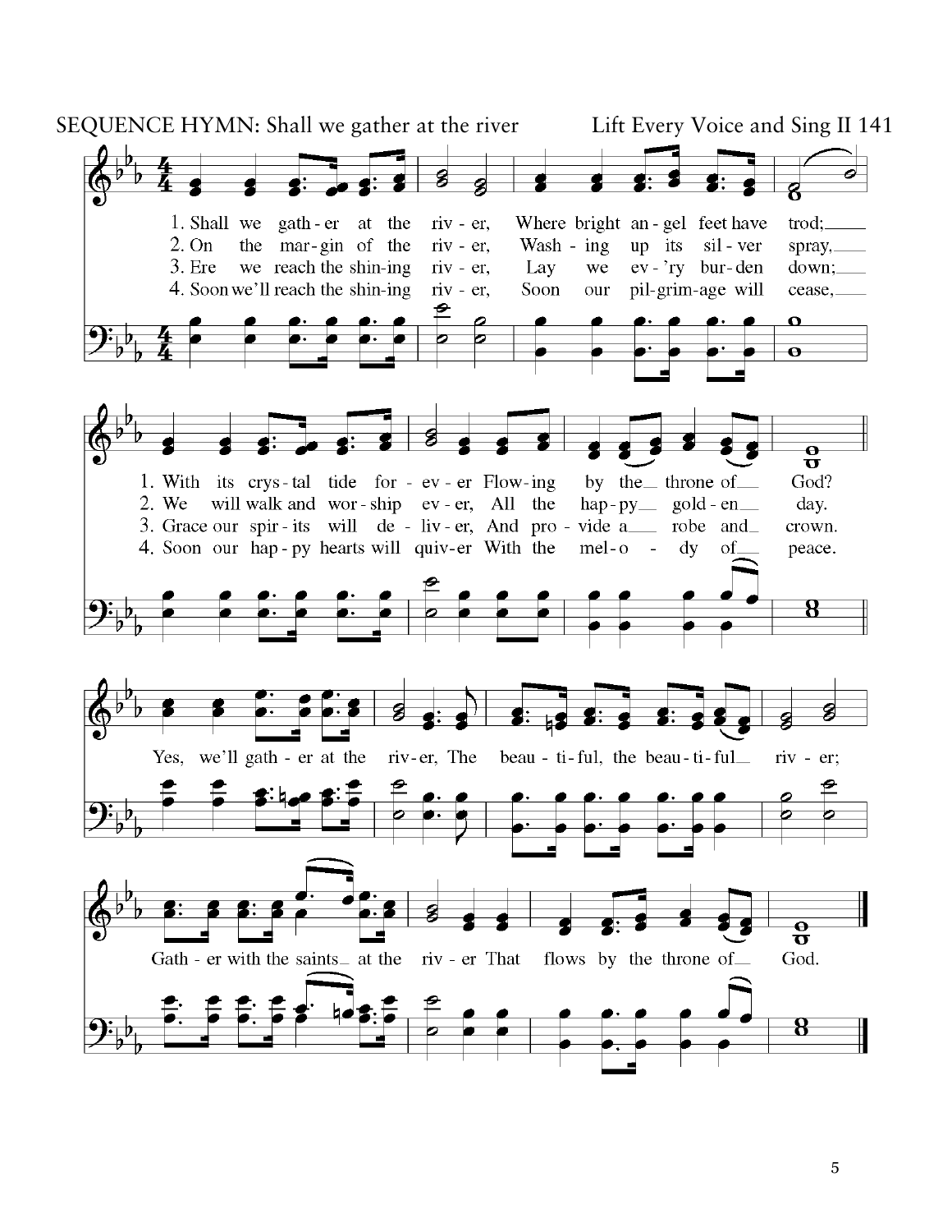SEQUENCE HYMN: Shall we gather at the river — Lift Every Voice and Sing II 141

1. Shall we gath-er at the riv-er, Where bright an-gel feet have trod;
With its crys-tal tide for-ev-er Flow-ing by the throne of God?

2. On the mar-gin of the riv-er, Wash-ing up its sil-ver spray,
We will walk and wor-ship ev-er, All the hap-py gold-en day.

3. Ere we reach the shin-ing riv-er, Lay we ev-'ry bur-den down;
Grace our spir-its will de-liv-er, And pro-vide a robe and crown.

4. Soon we'll reach the shin-ing riv-er, Soon our pil-grim-age will cease,
Soon our hap-py hearts will quiv-er With the mel-o-dy of peace.

Refrain:
Yes, we'll gath-er at the riv-er, The beau-ti-ful, the beau-ti-ful riv-er;
Gath-er with the saints at the riv-er That flows by the throne of God.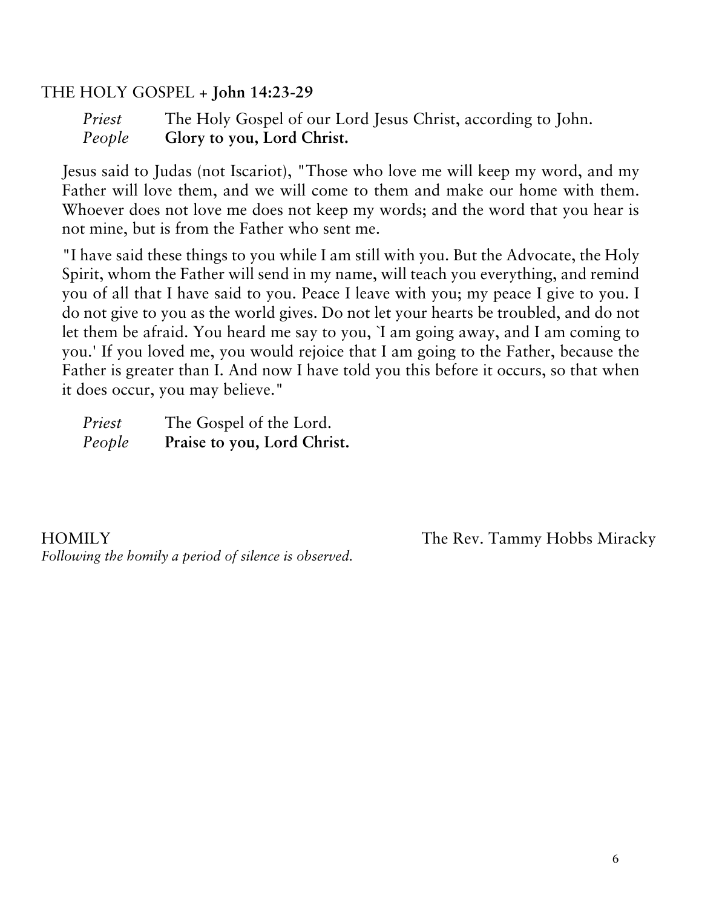## THE HOLY GOSPEL + **John 14:23-29**

*Priest* The Holy Gospel of our Lord Jesus Christ, according to John.
*People* **Glory to you, Lord Christ.**

Jesus said to Judas (not Iscariot), "Those who love me will keep my word, and my Father will love them, and we will come to them and make our home with them. Whoever does not love me does not keep my words; and the word that you hear is not mine, but is from the Father who sent me.

"I have said these things to you while I am still with you. But the Advocate, the Holy Spirit, whom the Father will send in my name, will teach you everything, and remind you of all that I have said to you. Peace I leave with you; my peace I give to you. I do not give to you as the world gives. Do not let your hearts be troubled, and do not let them be afraid. You heard me say to you, `I am going away, and I am coming to you.' If you loved me, you would rejoice that I am going to the Father, because the Father is greater than I. And now I have told you this before it occurs, so that when it does occur, you may believe."

*Priest* The Gospel of the Lord.
*People* **Praise to you, Lord Christ.**

## HOMILY — The Rev. Tammy Hobbs Miracky

*Following the homily a period of silence is observed.*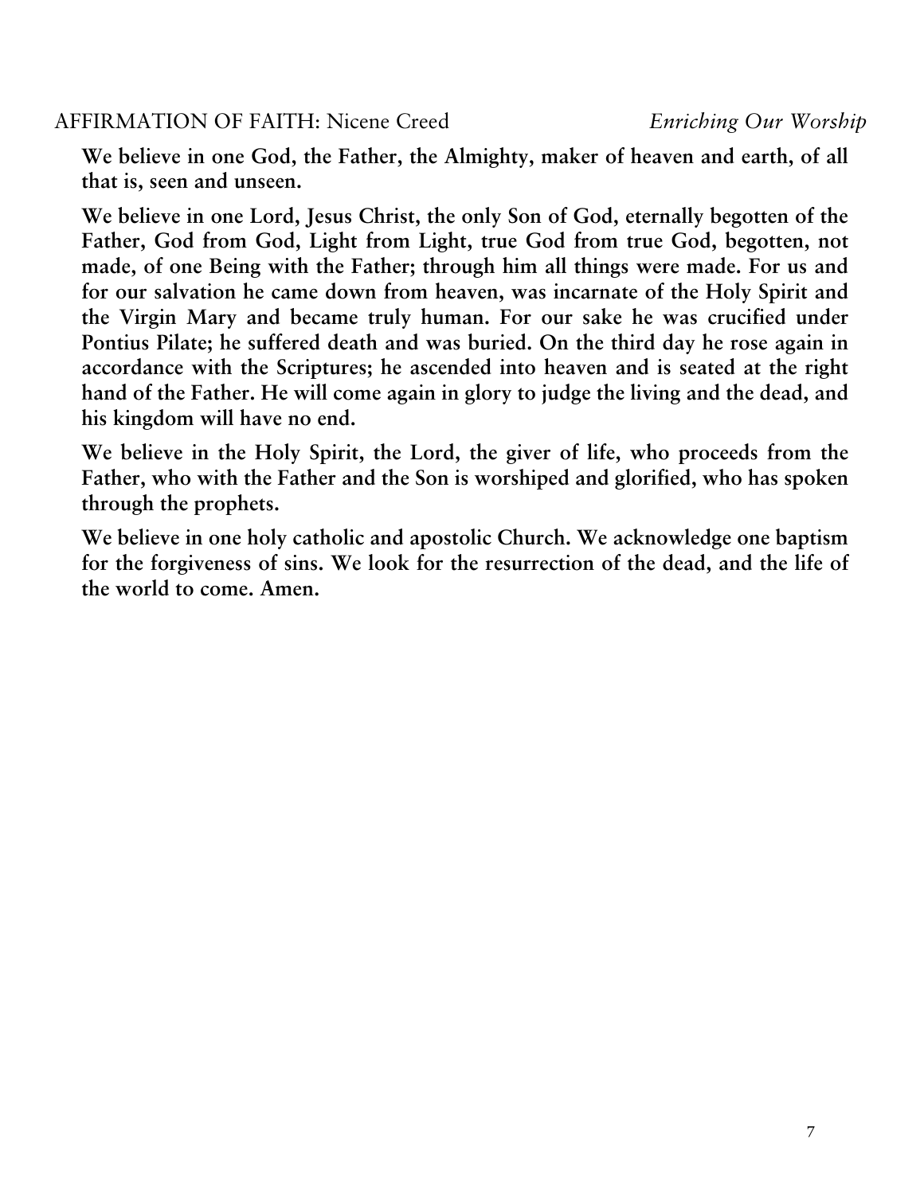AFFIRMATION OF FAITH: Nicene Creed *Enriching Our Worship*

**We believe in one God, the Father, the Almighty, maker of heaven and earth, of all that is, seen and unseen.**

**We believe in one Lord, Jesus Christ, the only Son of God, eternally begotten of the Father, God from God, Light from Light, true God from true God, begotten, not made, of one Being with the Father; through him all things were made. For us and for our salvation he came down from heaven, was incarnate of the Holy Spirit and the Virgin Mary and became truly human. For our sake he was crucified under Pontius Pilate; he suffered death and was buried. On the third day he rose again in accordance with the Scriptures; he ascended into heaven and is seated at the right hand of the Father. He will come again in glory to judge the living and the dead, and his kingdom will have no end.**

**We believe in the Holy Spirit, the Lord, the giver of life, who proceeds from the Father, who with the Father and the Son is worshiped and glorified, who has spoken through the prophets.**

**We believe in one holy catholic and apostolic Church. We acknowledge one baptism for the forgiveness of sins. We look for the resurrection of the dead, and the life of the world to come. Amen.**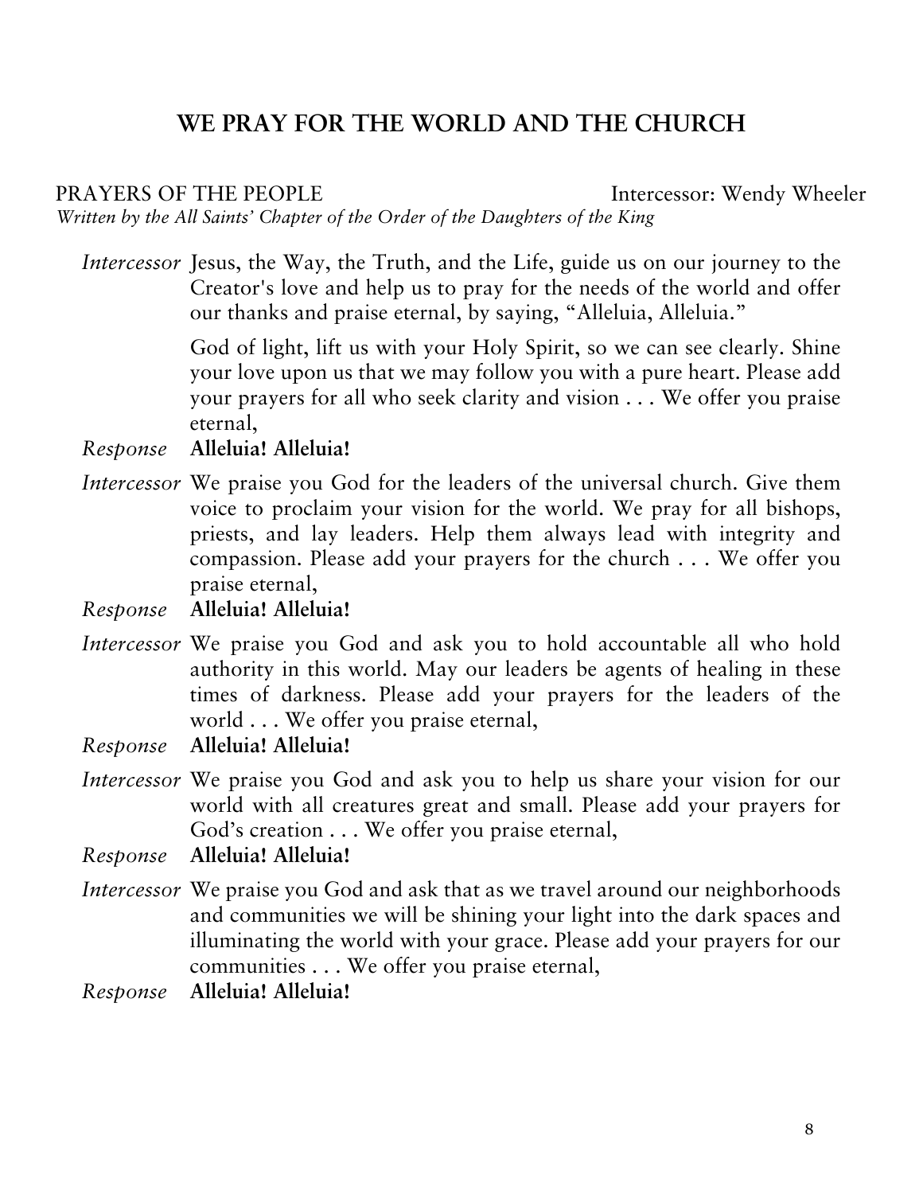# WE PRAY FOR THE WORLD AND THE CHURCH

PRAYERS OF THE PEOPLE — Intercessor: Wendy Wheeler

*Written by the All Saints' Chapter of the Order of the Daughters of the King*

*Intercessor* Jesus, the Way, the Truth, and the Life, guide us on our journey to the Creator's love and help us to pray for the needs of the world and offer our thanks and praise eternal, by saying, "Alleluia, Alleluia."

God of light, lift us with your Holy Spirit, so we can see clearly. Shine your love upon us that we may follow you with a pure heart. Please add your prayers for all who seek clarity and vision . . . We offer you praise eternal,

*Response* **Alleluia! Alleluia!**

*Intercessor* We praise you God for the leaders of the universal church. Give them voice to proclaim your vision for the world. We pray for all bishops, priests, and lay leaders. Help them always lead with integrity and compassion. Please add your prayers for the church . . . We offer you praise eternal,

*Response* **Alleluia! Alleluia!**

*Intercessor* We praise you God and ask you to hold accountable all who hold authority in this world. May our leaders be agents of healing in these times of darkness. Please add your prayers for the leaders of the world . . . We offer you praise eternal,

*Response* **Alleluia! Alleluia!**

*Intercessor* We praise you God and ask you to help us share your vision for our world with all creatures great and small. Please add your prayers for God's creation . . . We offer you praise eternal,

*Response* **Alleluia! Alleluia!**

*Intercessor* We praise you God and ask that as we travel around our neighborhoods and communities we will be shining your light into the dark spaces and illuminating the world with your grace. Please add your prayers for our communities . . . We offer you praise eternal,

*Response* **Alleluia! Alleluia!**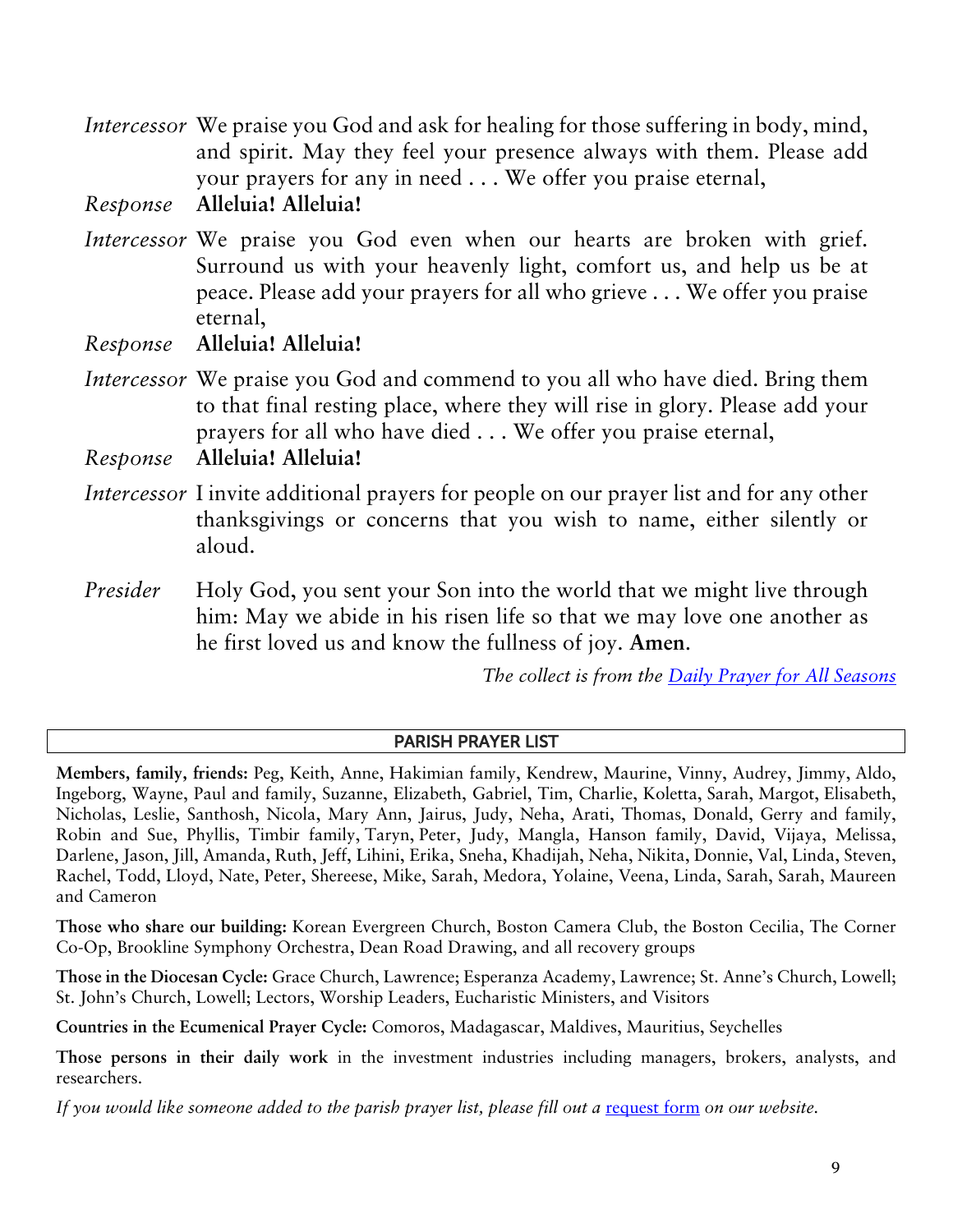*Intercessor* We praise you God and ask for healing for those suffering in body, mind, and spirit. May they feel your presence always with them. Please add your prayers for any in need . . . We offer you praise eternal,

*Response* **Alleluia! Alleluia!**

*Intercessor* We praise you God even when our hearts are broken with grief. Surround us with your heavenly light, comfort us, and help us be at peace. Please add your prayers for all who grieve . . . We offer you praise eternal,

*Response* **Alleluia! Alleluia!**

*Intercessor* We praise you God and commend to you all who have died. Bring them to that final resting place, where they will rise in glory. Please add your prayers for all who have died . . . We offer you praise eternal,

*Response* **Alleluia! Alleluia!**

*Intercessor* I invite additional prayers for people on our prayer list and for any other thanksgivings or concerns that you wish to name, either silently or aloud.

*Presider* Holy God, you sent your Son into the world that we might live through him: May we abide in his risen life so that we may love one another as he first loved us and know the fullness of joy. **Amen**.

*The collect is from the [Daily Prayer for All Seasons](#)*

## PARISH PRAYER LIST

**Members, family, friends:** Peg, Keith, Anne, Hakimian family, Kendrew, Maurine, Vinny, Audrey, Jimmy, Aldo, Ingeborg, Wayne, Paul and family, Suzanne, Elizabeth, Gabriel, Tim, Charlie, Koletta, Sarah, Margot, Elisabeth, Nicholas, Leslie, Santhosh, Nicola, Mary Ann, Jairus, Judy, Neha, Arati, Thomas, Donald, Gerry and family, Robin and Sue, Phyllis, Timbir family, Taryn, Peter, Judy, Mangla, Hanson family, David, Vijaya, Melissa, Darlene, Jason, Jill, Amanda, Ruth, Jeff, Lihini, Erika, Sneha, Khadijah, Neha, Nikita, Donnie, Val, Linda, Steven, Rachel, Todd, Lloyd, Nate, Peter, Shereese, Mike, Sarah, Medora, Yolaine, Veena, Linda, Sarah, Sarah, Maureen and Cameron

**Those who share our building:** Korean Evergreen Church, Boston Camera Club, the Boston Cecilia, The Corner Co-Op, Brookline Symphony Orchestra, Dean Road Drawing, and all recovery groups

**Those in the Diocesan Cycle:** Grace Church, Lawrence; Esperanza Academy, Lawrence; St. Anne's Church, Lowell; St. John's Church, Lowell; Lectors, Worship Leaders, Eucharistic Ministers, and Visitors

**Countries in the Ecumenical Prayer Cycle:** Comoros, Madagascar, Maldives, Mauritius, Seychelles

**Those persons in their daily work** in the investment industries including managers, brokers, analysts, and researchers.

*If you would like someone added to the parish prayer list, please fill out a* [request form](#) *on our website.*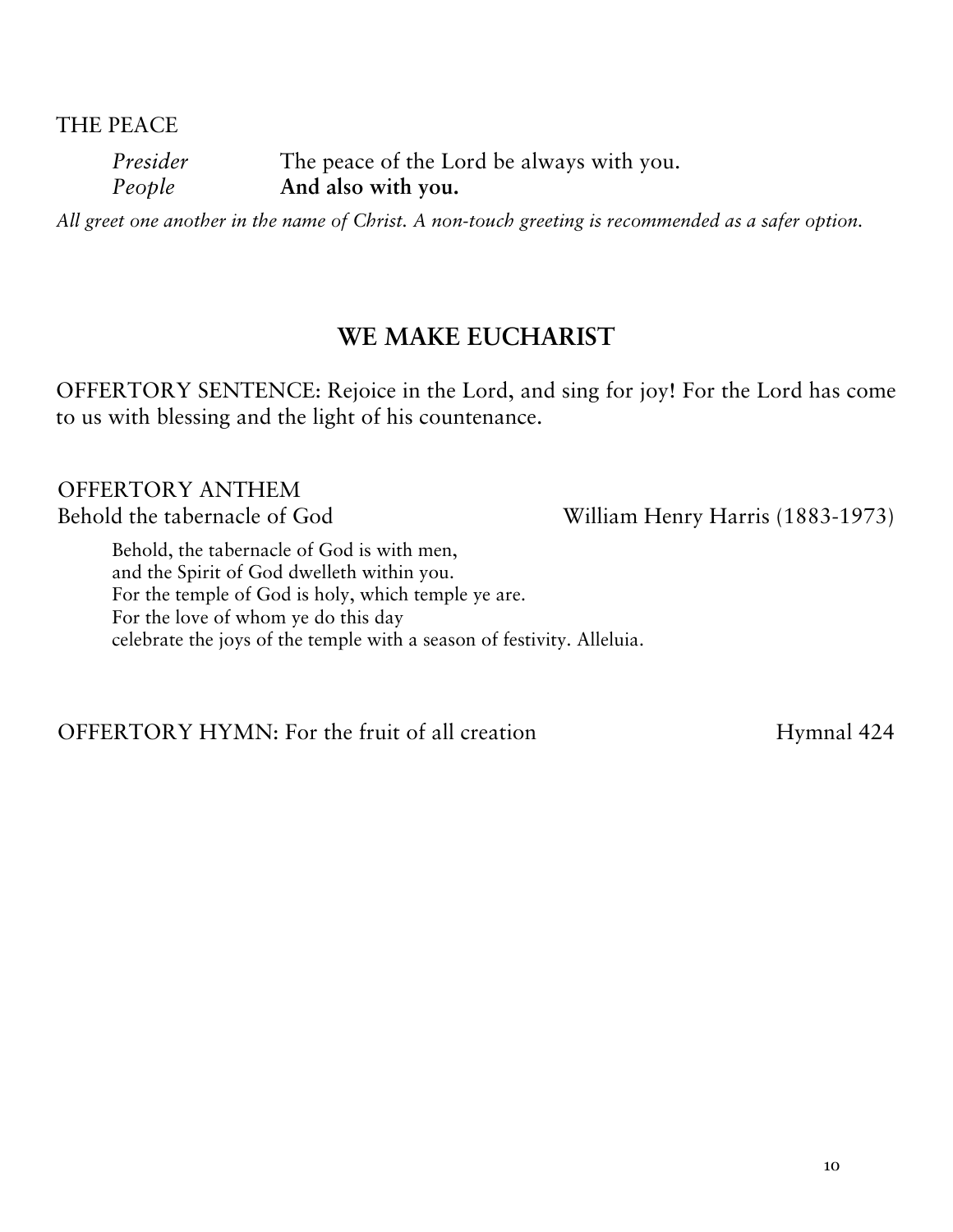THE PEACE

| | |
|---|---|
| *Presider* | The peace of the Lord be always with you. |
| *People* | **And also with you.** |

*All greet one another in the name of Christ. A non-touch greeting is recommended as a safer option.*

## WE MAKE EUCHARIST

OFFERTORY SENTENCE: Rejoice in the Lord, and sing for joy! For the Lord has come to us with blessing and the light of his countenance.

OFFERTORY ANTHEM
Behold the tabernacle of God — William Henry Harris (1883-1973)

> Behold, the tabernacle of God is with men,
> and the Spirit of God dwelleth within you.
> For the temple of God is holy, which temple ye are.
> For the love of whom ye do this day
> celebrate the joys of the temple with a season of festivity. Alleluia.

OFFERTORY HYMN: For the fruit of all creation — Hymnal 424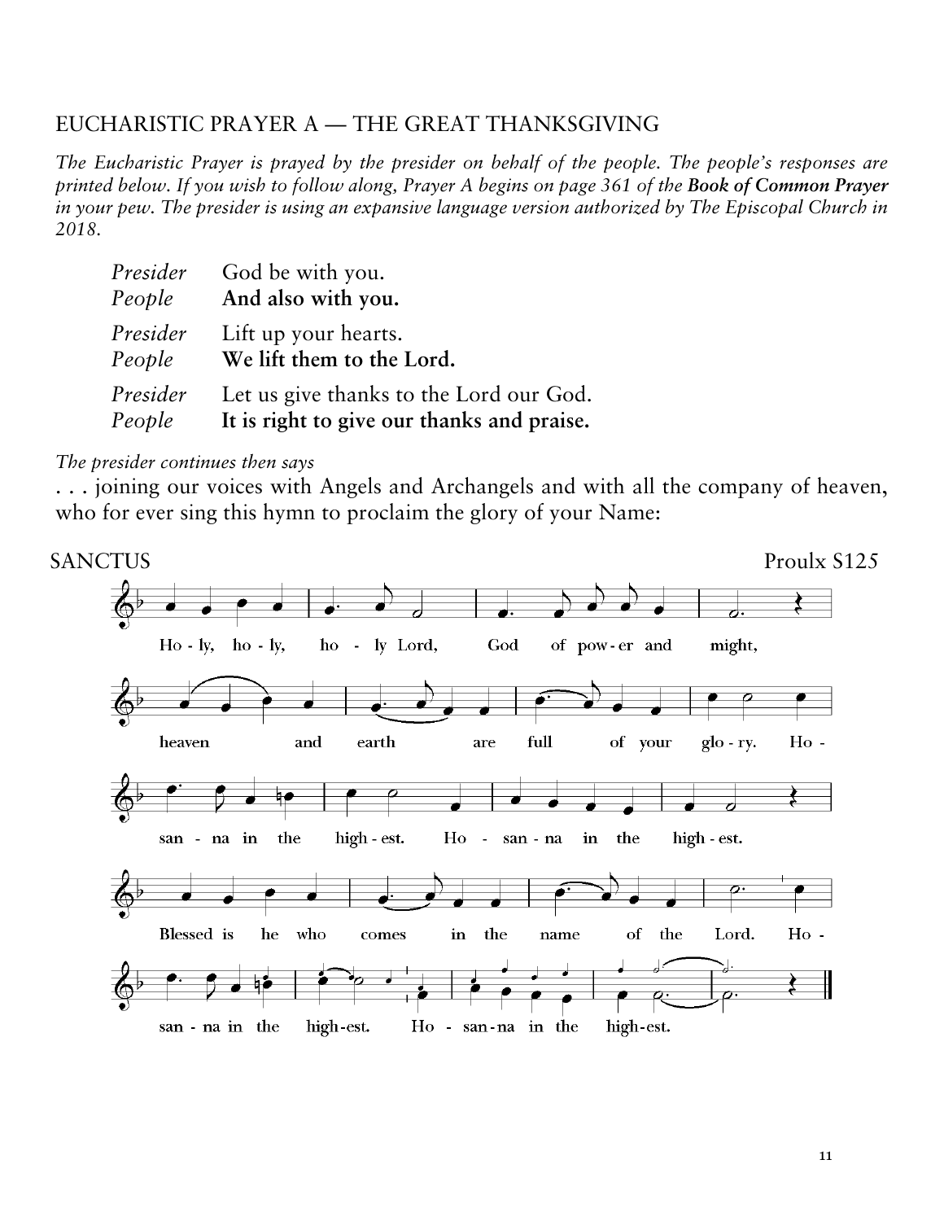## EUCHARISTIC PRAYER A — THE GREAT THANKSGIVING

*The Eucharistic Prayer is prayed by the presider on behalf of the people. The people's responses are printed below. If you wish to follow along, Prayer A begins on page 361 of the* ***Book of Common Prayer*** *in your pew. The presider is using an expansive language version authorized by The Episcopal Church in 2018.*

*Presider* God be with you.
*People* **And also with you.**

*Presider* Lift up your hearts.
*People* **We lift them to the Lord.**

*Presider* Let us give thanks to the Lord our God.
*People* **It is right to give our thanks and praise.**

*The presider continues then says*

. . . joining our voices with Angels and Archangels and with all the company of heaven, who for ever sing this hymn to proclaim the glory of your Name:

SANCTUS Proulx S125

Holy, holy, holy Lord, God of power and might, heaven and earth are full of your glory. Hosanna in the highest. Hosanna in the highest.

Blessed is he who comes in the name of the Lord. Hosanna in the highest. Hosanna in the highest.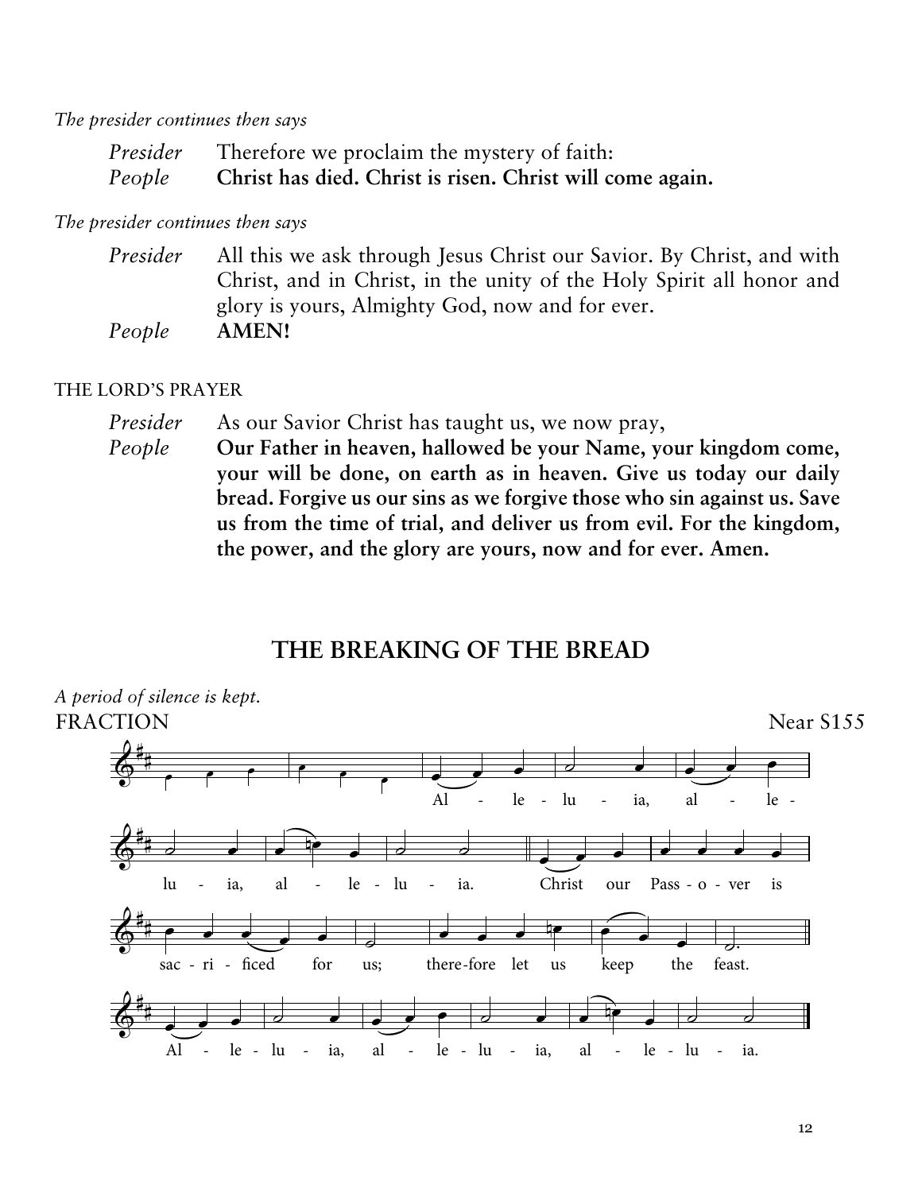*The presider continues then says*

*Presider* Therefore we proclaim the mystery of faith:
*People* **Christ has died. Christ is risen. Christ will come again.**

*The presider continues then says*

*Presider* All this we ask through Jesus Christ our Savior. By Christ, and with Christ, and in Christ, in the unity of the Holy Spirit all honor and glory is yours, Almighty God, now and for ever.
*People* **AMEN!**

THE LORD'S PRAYER

*Presider* As our Savior Christ has taught us, we now pray,
*People* **Our Father in heaven, hallowed be your Name, your kingdom come, your will be done, on earth as in heaven. Give us today our daily bread. Forgive us our sins as we forgive those who sin against us. Save us from the time of trial, and deliver us from evil. For the kingdom, the power, and the glory are yours, now and for ever. Amen.**

## THE BREAKING OF THE BREAD

*A period of silence is kept.*

FRACTION Near S155

Al - le - lu - ia, al - le - lu - ia, al - le - lu - ia. Christ our Pass - o - ver is sac - ri - ficed for us; there-fore let us keep the feast. Al - le - lu - ia, al - le - lu - ia, al - le - lu - ia.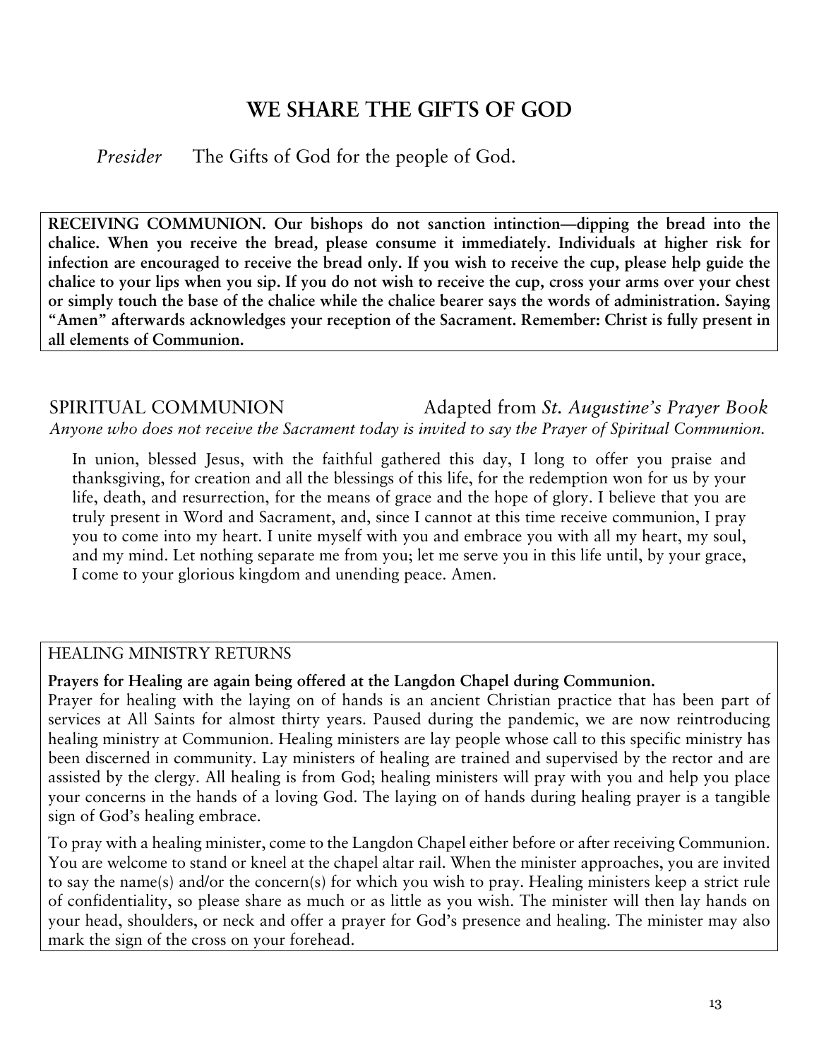# WE SHARE THE GIFTS OF GOD

*Presider* The Gifts of God for the people of God.

**RECEIVING COMMUNION. Our bishops do not sanction intinction—dipping the bread into the chalice. When you receive the bread, please consume it immediately. Individuals at higher risk for infection are encouraged to receive the bread only. If you wish to receive the cup, please help guide the chalice to your lips when you sip. If you do not wish to receive the cup, cross your arms over your chest or simply touch the base of the chalice while the chalice bearer says the words of administration. Saying "Amen" afterwards acknowledges your reception of the Sacrament. Remember: Christ is fully present in all elements of Communion.**

## SPIRITUAL COMMUNION

Adapted from *St. Augustine's Prayer Book*

*Anyone who does not receive the Sacrament today is invited to say the Prayer of Spiritual Communion.*

In union, blessed Jesus, with the faithful gathered this day, I long to offer you praise and thanksgiving, for creation and all the blessings of this life, for the redemption won for us by your life, death, and resurrection, for the means of grace and the hope of glory. I believe that you are truly present in Word and Sacrament, and, since I cannot at this time receive communion, I pray you to come into my heart. I unite myself with you and embrace you with all my heart, my soul, and my mind. Let nothing separate me from you; let me serve you in this life until, by your grace, I come to your glorious kingdom and unending peace. Amen.

## HEALING MINISTRY RETURNS

**Prayers for Healing are again being offered at the Langdon Chapel during Communion.**

Prayer for healing with the laying on of hands is an ancient Christian practice that has been part of services at All Saints for almost thirty years. Paused during the pandemic, we are now reintroducing healing ministry at Communion. Healing ministers are lay people whose call to this specific ministry has been discerned in community. Lay ministers of healing are trained and supervised by the rector and are assisted by the clergy. All healing is from God; healing ministers will pray with you and help you place your concerns in the hands of a loving God. The laying on of hands during healing prayer is a tangible sign of God's healing embrace.

To pray with a healing minister, come to the Langdon Chapel either before or after receiving Communion. You are welcome to stand or kneel at the chapel altar rail. When the minister approaches, you are invited to say the name(s) and/or the concern(s) for which you wish to pray. Healing ministers keep a strict rule of confidentiality, so please share as much or as little as you wish. The minister will then lay hands on your head, shoulders, or neck and offer a prayer for God's presence and healing. The minister may also mark the sign of the cross on your forehead.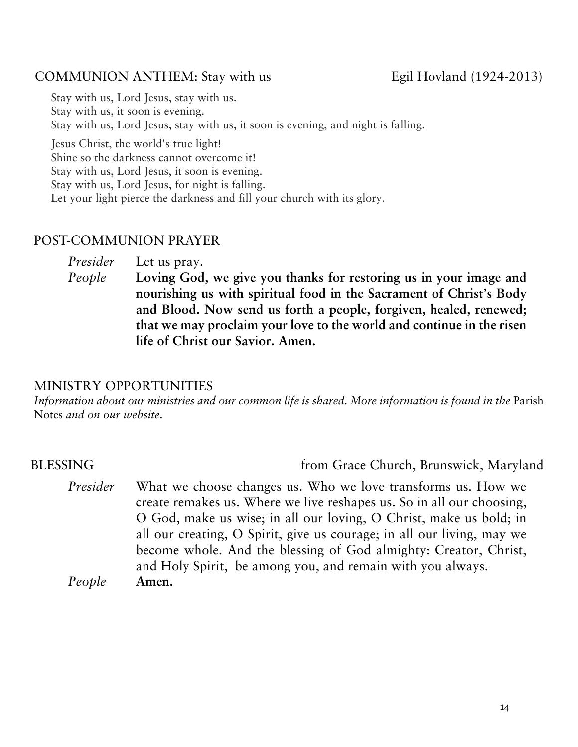## COMMUNION ANTHEM: Stay with us — Egil Hovland (1924-2013)

Stay with us, Lord Jesus, stay with us.
Stay with us, it soon is evening.
Stay with us, Lord Jesus, stay with us, it soon is evening, and night is falling.

Jesus Christ, the world's true light!
Shine so the darkness cannot overcome it!
Stay with us, Lord Jesus, it soon is evening.
Stay with us, Lord Jesus, for night is falling.
Let your light pierce the darkness and fill your church with its glory.

## POST-COMMUNION PRAYER

*Presider* Let us pray.

*People* **Loving God, we give you thanks for restoring us in your image and nourishing us with spiritual food in the Sacrament of Christ's Body and Blood. Now send us forth a people, forgiven, healed, renewed; that we may proclaim your love to the world and continue in the risen life of Christ our Savior. Amen.**

## MINISTRY OPPORTUNITIES

*Information about our ministries and our common life is shared. More information is found in the* Parish Notes *and on our website.*

## BLESSING — from Grace Church, Brunswick, Maryland

*Presider* What we choose changes us. Who we love transforms us. How we create remakes us. Where we live reshapes us. So in all our choosing, O God, make us wise; in all our loving, O Christ, make us bold; in all our creating, O Spirit, give us courage; in all our living, may we become whole. And the blessing of God almighty: Creator, Christ, and Holy Spirit, be among you, and remain with you always.

*People* **Amen.**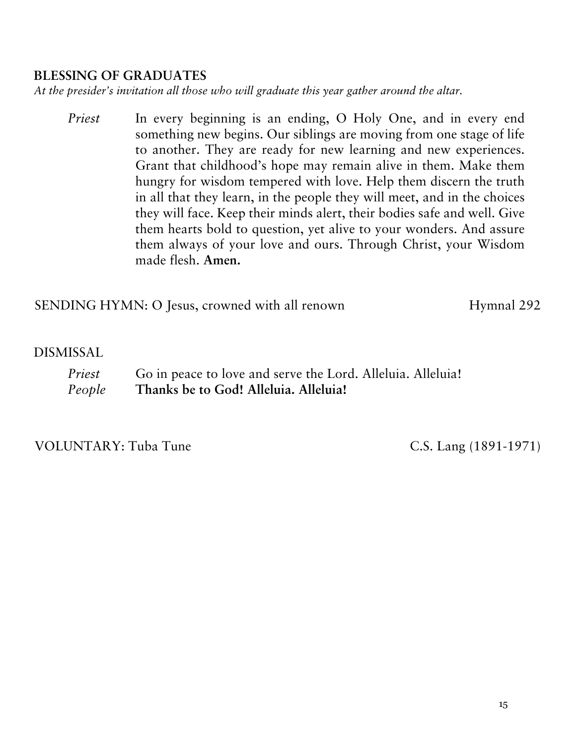**BLESSING OF GRADUATES**

*At the presider's invitation all those who will graduate this year gather around the altar.*

*Priest* In every beginning is an ending, O Holy One, and in every end something new begins. Our siblings are moving from one stage of life to another. They are ready for new learning and new experiences. Grant that childhood's hope may remain alive in them. Make them hungry for wisdom tempered with love. Help them discern the truth in all that they learn, in the people they will meet, and in the choices they will face. Keep their minds alert, their bodies safe and well. Give them hearts bold to question, yet alive to your wonders. And assure them always of your love and ours. Through Christ, your Wisdom made flesh. **Amen.**

SENDING HYMN: O Jesus, crowned with all renown — Hymnal 292

DISMISSAL

*Priest* Go in peace to love and serve the Lord. Alleluia. Alleluia!
*People* **Thanks be to God! Alleluia. Alleluia!**

VOLUNTARY: Tuba Tune — C.S. Lang (1891-1971)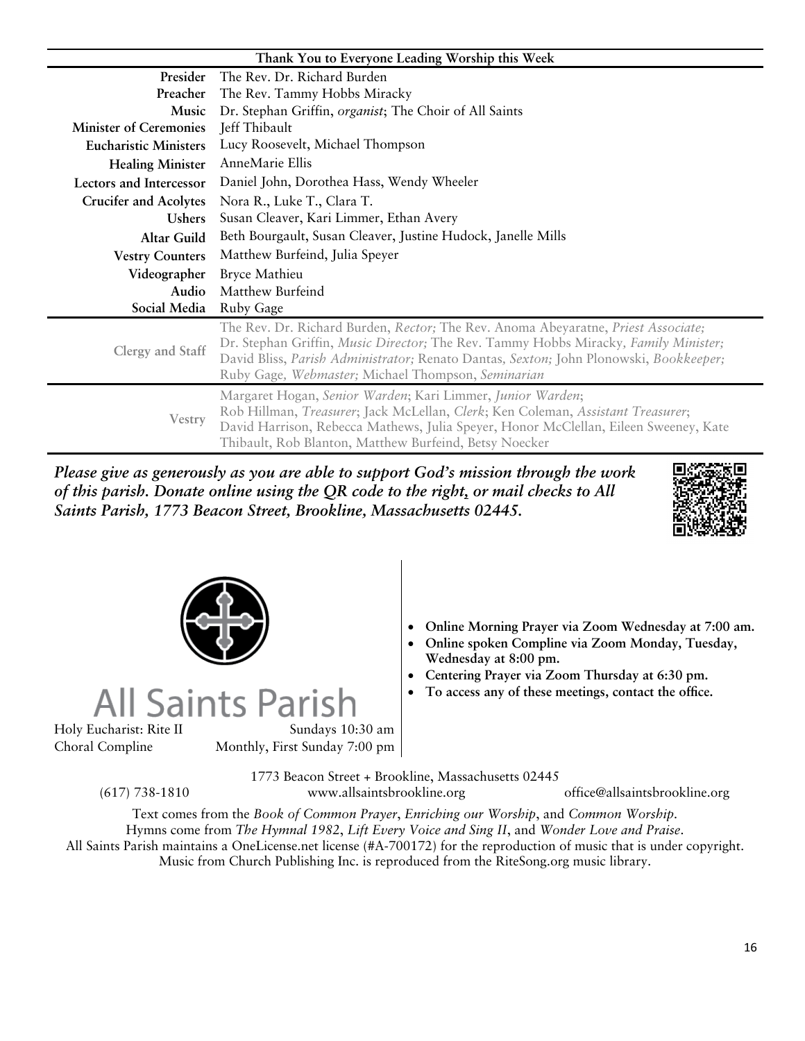| Thank You to Everyone Leading Worship this Week | |
|---|---|
| **Presider** | The Rev. Dr. Richard Burden |
| **Preacher** | The Rev. Tammy Hobbs Miracky |
| **Music** | Dr. Stephan Griffin, *organist*; The Choir of All Saints |
| **Minister of Ceremonies** | Jeff Thibault |
| **Eucharistic Ministers** | Lucy Roosevelt, Michael Thompson |
| **Healing Minister** | AnneMarie Ellis |
| **Lectors and Intercessor** | Daniel John, Dorothea Hass, Wendy Wheeler |
| **Crucifer and Acolytes** | Nora R., Luke T., Clara T. |
| **Ushers** | Susan Cleaver, Kari Limmer, Ethan Avery |
| **Altar Guild** | Beth Bourgault, Susan Cleaver, Justine Hudock, Janelle Mills |
| **Vestry Counters** | Matthew Burfeind, Julia Speyer |
| **Videographer** | Bryce Mathieu |
| **Audio** | Matthew Burfeind |
| **Social Media** | Ruby Gage |
| Clergy and Staff | The Rev. Dr. Richard Burden, *Rector;* The Rev. Anoma Abeyaratne, *Priest Associate;* Dr. Stephan Griffin, *Music Director;* The Rev. Tammy Hobbs Miracky, *Family Minister;* David Bliss, *Parish Administrator;* Renato Dantas, *Sexton;* John Plonowski, *Bookkeeper;* Ruby Gage, *Webmaster;* Michael Thompson, *Seminarian* |
| Vestry | Margaret Hogan, *Senior Warden*; Kari Limmer, *Junior Warden*; Rob Hillman, *Treasurer*; Jack McLellan, *Clerk*; Ken Coleman, *Assistant Treasurer*; David Harrison, Rebecca Mathews, Julia Speyer, Honor McClellan, Eileen Sweeney, Kate Thibault, Rob Blanton, Matthew Burfeind, Betsy Noecker |

***Please give as generously as you are able to support God's mission through the work of this parish. Donate online using the QR code to the right, or mail checks to All Saints Parish, 1773 Beacon Street, Brookline, Massachusetts 02445.***

# All Saints Parish

Holy Eucharist: Rite II — Sundays 10:30 am
Choral Compline — Monthly, First Sunday 7:00 pm

- **Online Morning Prayer via Zoom Wednesday at 7:00 am.**
- **Online spoken Compline via Zoom Monday, Tuesday, Wednesday at 8:00 pm.**
- **Centering Prayer via Zoom Thursday at 6:30 pm.**
- **To access any of these meetings, contact the office.**

1773 Beacon Street + Brookline, Massachusetts 02445
(617) 738-1810 www.allsaintsbrookline.org office@allsaintsbrookline.org

Text comes from the *Book of Common Prayer*, *Enriching our Worship*, and *Common Worship*.
Hymns come from *The Hymnal 1982*, *Lift Every Voice and Sing II*, and *Wonder Love and Praise*.
All Saints Parish maintains a OneLicense.net license (#A-700172) for the reproduction of music that is under copyright.
Music from Church Publishing Inc. is reproduced from the RiteSong.org music library.